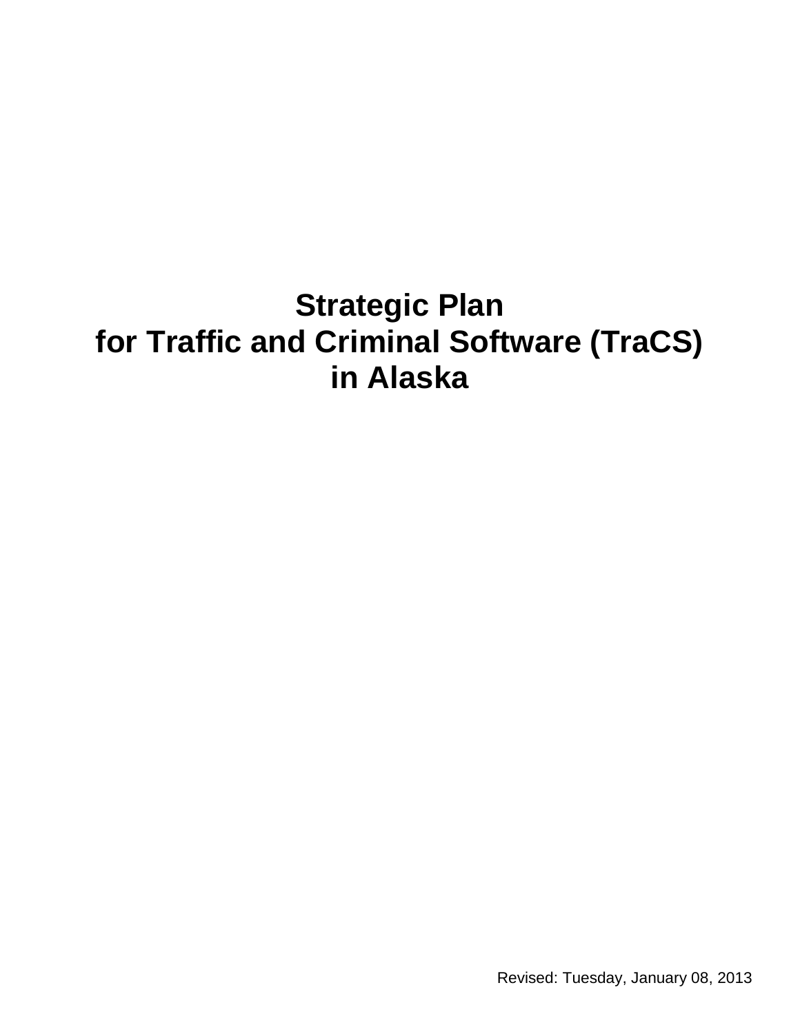# Strategic Plan for Traffic and Criminal Software (TraCS) in Alaska

Revised: Tuesday, January 08, 2013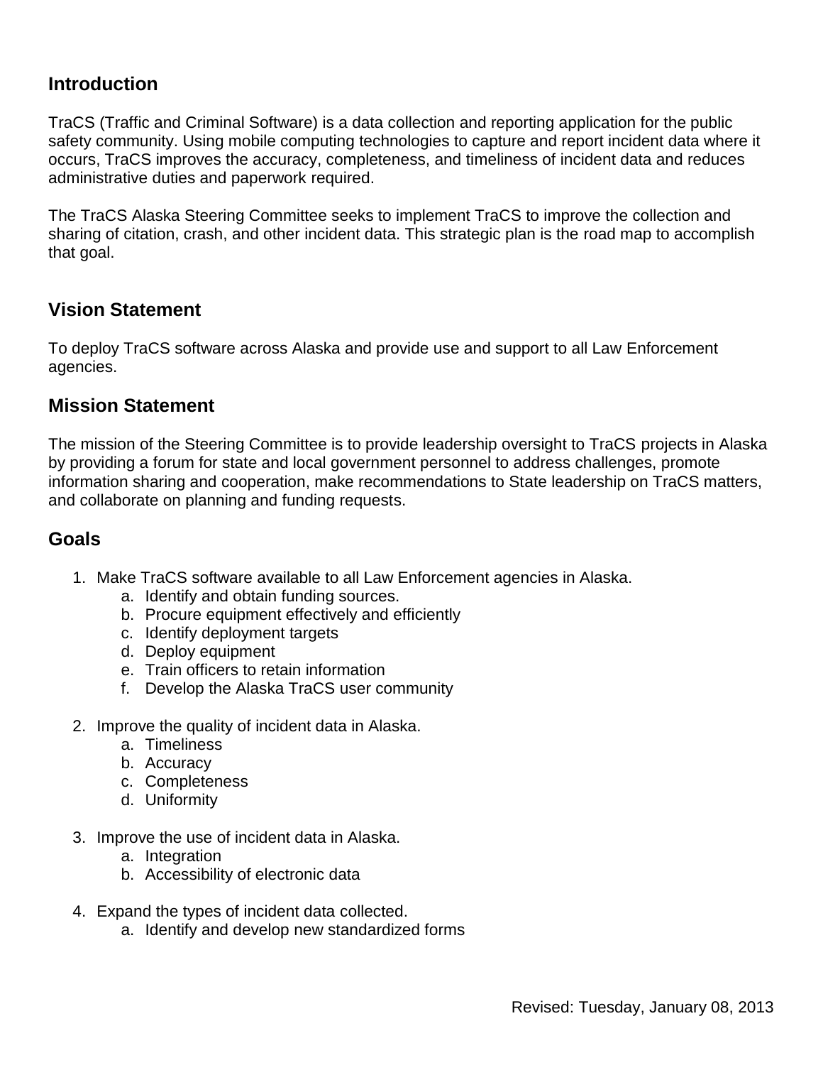## Introduction

TraCS (Traffic and Criminal Software) is a data collection and reporting application for the public safety community. Using mobile computing technologies to capture and report incident data where it occurs, TraCS improves the accuracy, completeness, and timeliness of incident data and reduces administrative duties and paperwork required.

The TraCS Alaska Steering Committee seeks to implement TraCS to improve the collection and sharing of citation, crash, and other incident data. This strategic plan is the road map to accomplish that goal.

## Vision Statement

To deploy TraCS software across Alaska and provide use and support to all Law Enforcement agencies.

## Mission Statement

The mission of the Steering Committee is to provide leadership oversight to TraCS projects in Alaska by providing a forum for state and local government personnel to address challenges, promote information sharing and cooperation, make recommendations to State leadership on TraCS matters, and collaborate on planning and funding requests.

## Goals

1. Make TraCS software available to all Law Enforcement agencies in Alaska.
    a. Identify and obtain funding sources.
    b. Procure equipment effectively and efficiently
    c. Identify deployment targets
    d. Deploy equipment
    e. Train officers to retain information
    f. Develop the Alaska TraCS user community

2. Improve the quality of incident data in Alaska.
    a. Timeliness
    b. Accuracy
    c. Completeness
    d. Uniformity

3. Improve the use of incident data in Alaska.
    a. Integration
    b. Accessibility of electronic data

4. Expand the types of incident data collected.
    a. Identify and develop new standardized forms

Revised: Tuesday, January 08, 2013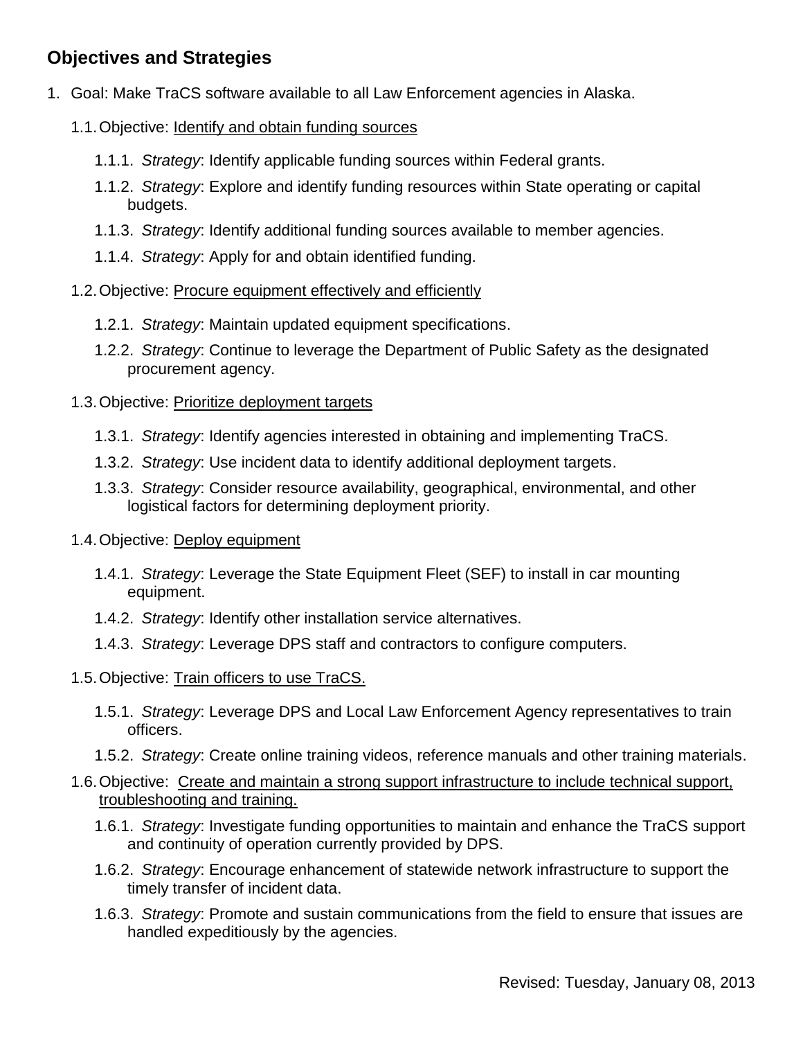## Objectives and Strategies

1. Goal: Make TraCS software available to all Law Enforcement agencies in Alaska.

   1.1. Objective: Identify and obtain funding sources

      1.1.1. *Strategy*: Identify applicable funding sources within Federal grants.

      1.1.2. *Strategy*: Explore and identify funding resources within State operating or capital budgets.

      1.1.3. *Strategy*: Identify additional funding sources available to member agencies.

      1.1.4. *Strategy*: Apply for and obtain identified funding.

   1.2. Objective: Procure equipment effectively and efficiently

      1.2.1. *Strategy*: Maintain updated equipment specifications.

      1.2.2. *Strategy*: Continue to leverage the Department of Public Safety as the designated procurement agency.

   1.3. Objective: Prioritize deployment targets

      1.3.1. *Strategy*: Identify agencies interested in obtaining and implementing TraCS.

      1.3.2. *Strategy*: Use incident data to identify additional deployment targets.

      1.3.3. *Strategy*: Consider resource availability, geographical, environmental, and other logistical factors for determining deployment priority.

   1.4. Objective: Deploy equipment

      1.4.1. *Strategy*: Leverage the State Equipment Fleet (SEF) to install in car mounting equipment.

      1.4.2. *Strategy*: Identify other installation service alternatives.

      1.4.3. *Strategy*: Leverage DPS staff and contractors to configure computers.

   1.5. Objective: Train officers to use TraCS.

      1.5.1. *Strategy*: Leverage DPS and Local Law Enforcement Agency representatives to train officers.

      1.5.2. *Strategy*: Create online training videos, reference manuals and other training materials.

   1.6. Objective: Create and maintain a strong support infrastructure to include technical support, troubleshooting and training.

      1.6.1. *Strategy*: Investigate funding opportunities to maintain and enhance the TraCS support and continuity of operation currently provided by DPS.

      1.6.2. *Strategy*: Encourage enhancement of statewide network infrastructure to support the timely transfer of incident data.

      1.6.3. *Strategy*: Promote and sustain communications from the field to ensure that issues are handled expeditiously by the agencies.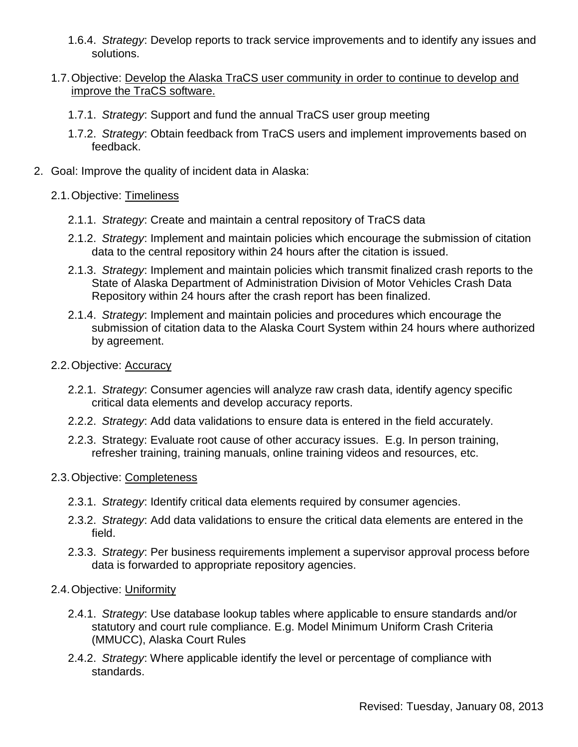1.6.4. *Strategy*: Develop reports to track service improvements and to identify any issues and solutions.

1.7. Objective: Develop the Alaska TraCS user community in order to continue to develop and improve the TraCS software.

1.7.1. *Strategy*: Support and fund the annual TraCS user group meeting

1.7.2. *Strategy*: Obtain feedback from TraCS users and implement improvements based on feedback.

2. Goal: Improve the quality of incident data in Alaska:

2.1. Objective: Timeliness

2.1.1. *Strategy*: Create and maintain a central repository of TraCS data

2.1.2. *Strategy*: Implement and maintain policies which encourage the submission of citation data to the central repository within 24 hours after the citation is issued.

2.1.3. *Strategy*: Implement and maintain policies which transmit finalized crash reports to the State of Alaska Department of Administration Division of Motor Vehicles Crash Data Repository within 24 hours after the crash report has been finalized.

2.1.4. *Strategy*: Implement and maintain policies and procedures which encourage the submission of citation data to the Alaska Court System within 24 hours where authorized by agreement.

2.2. Objective: Accuracy

2.2.1. *Strategy*: Consumer agencies will analyze raw crash data, identify agency specific critical data elements and develop accuracy reports.

2.2.2. *Strategy*: Add data validations to ensure data is entered in the field accurately.

2.2.3. Strategy: Evaluate root cause of other accuracy issues. E.g. In person training, refresher training, training manuals, online training videos and resources, etc.

2.3. Objective: Completeness

2.3.1. *Strategy*: Identify critical data elements required by consumer agencies.

2.3.2. *Strategy*: Add data validations to ensure the critical data elements are entered in the field.

2.3.3. *Strategy*: Per business requirements implement a supervisor approval process before data is forwarded to appropriate repository agencies.

2.4. Objective: Uniformity

2.4.1. *Strategy*: Use database lookup tables where applicable to ensure standards and/or statutory and court rule compliance. E.g. Model Minimum Uniform Crash Criteria (MMUCC), Alaska Court Rules

2.4.2. *Strategy*: Where applicable identify the level or percentage of compliance with standards.

Revised: Tuesday, January 08, 2013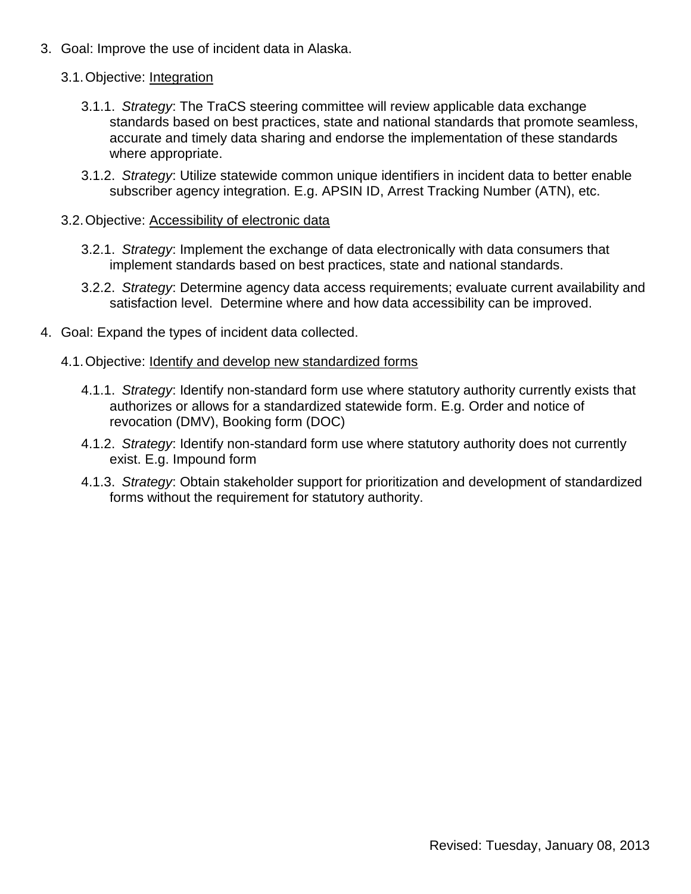3. Goal: Improve the use of incident data in Alaska.

   3.1. Objective: Integration

      3.1.1. *Strategy*: The TraCS steering committee will review applicable data exchange standards based on best practices, state and national standards that promote seamless, accurate and timely data sharing and endorse the implementation of these standards where appropriate.

      3.1.2. *Strategy*: Utilize statewide common unique identifiers in incident data to better enable subscriber agency integration. E.g. APSIN ID, Arrest Tracking Number (ATN), etc.

   3.2. Objective: Accessibility of electronic data

      3.2.1. *Strategy*: Implement the exchange of data electronically with data consumers that implement standards based on best practices, state and national standards.

      3.2.2. *Strategy*: Determine agency data access requirements; evaluate current availability and satisfaction level. Determine where and how data accessibility can be improved.

4. Goal: Expand the types of incident data collected.

   4.1. Objective: Identify and develop new standardized forms

      4.1.1. *Strategy*: Identify non-standard form use where statutory authority currently exists that authorizes or allows for a standardized statewide form. E.g. Order and notice of revocation (DMV), Booking form (DOC)

      4.1.2. *Strategy*: Identify non-standard form use where statutory authority does not currently exist. E.g. Impound form

      4.1.3. *Strategy*: Obtain stakeholder support for prioritization and development of standardized forms without the requirement for statutory authority.